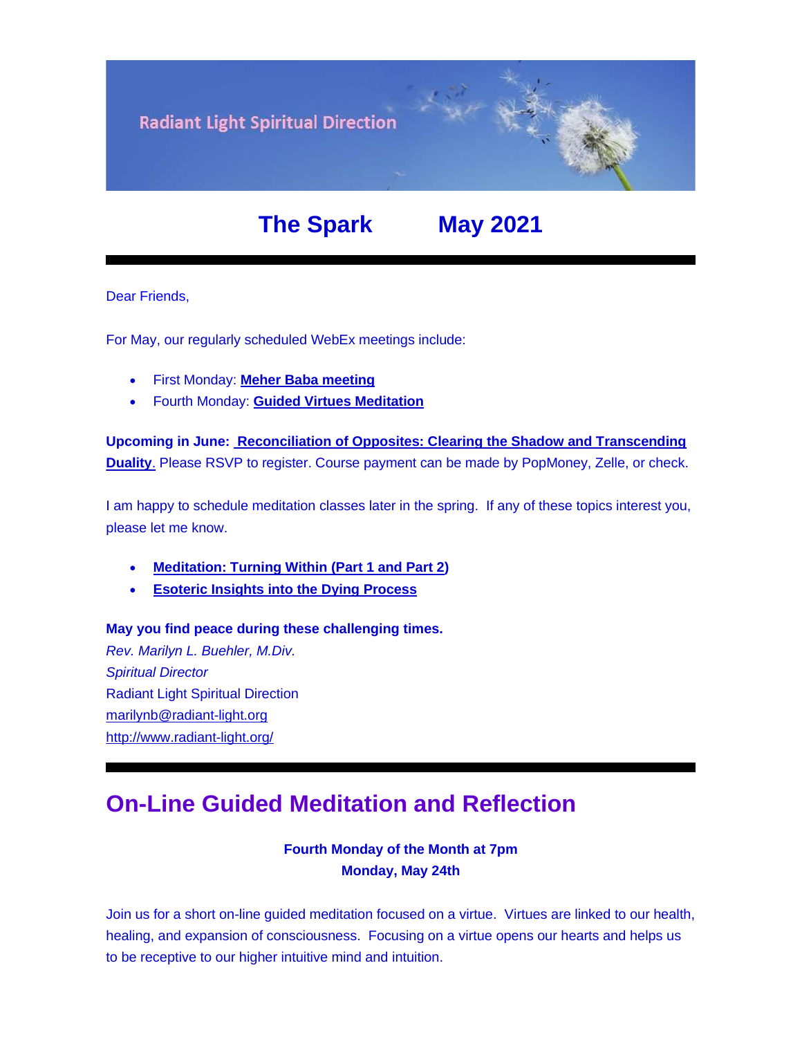Radiant Light Spiritual Direction

# The Spark May 2021

---

Dear Friends,

For May, our regularly scheduled WebEx meetings include:

- First Monday: **Meher Baba meeting**
- Fourth Monday: **Guided Virtues Meditation**

**Upcoming in June: Reconciliation of Opposites: Clearing the Shadow and Transcending Duality.** Please RSVP to register. Course payment can be made by PopMoney, Zelle, or check.

I am happy to schedule meditation classes later in the spring. If any of these topics interest you, please let me know.

- **Meditation: Turning Within (Part 1 and Part 2)**
- **Esoteric Insights into the Dying Process**

**May you find peace during these challenging times.**
*Rev. Marilyn L. Buehler, M.Div.*
*Spiritual Director*
Radiant Light Spiritual Direction
marilynb@radiant-light.org
http://www.radiant-light.org/

---

## On-Line Guided Meditation and Reflection

**Fourth Monday of the Month at 7pm**
**Monday, May 24th**

Join us for a short on-line guided meditation focused on a virtue. Virtues are linked to our health, healing, and expansion of consciousness. Focusing on a virtue opens our hearts and helps us to be receptive to our higher intuitive mind and intuition.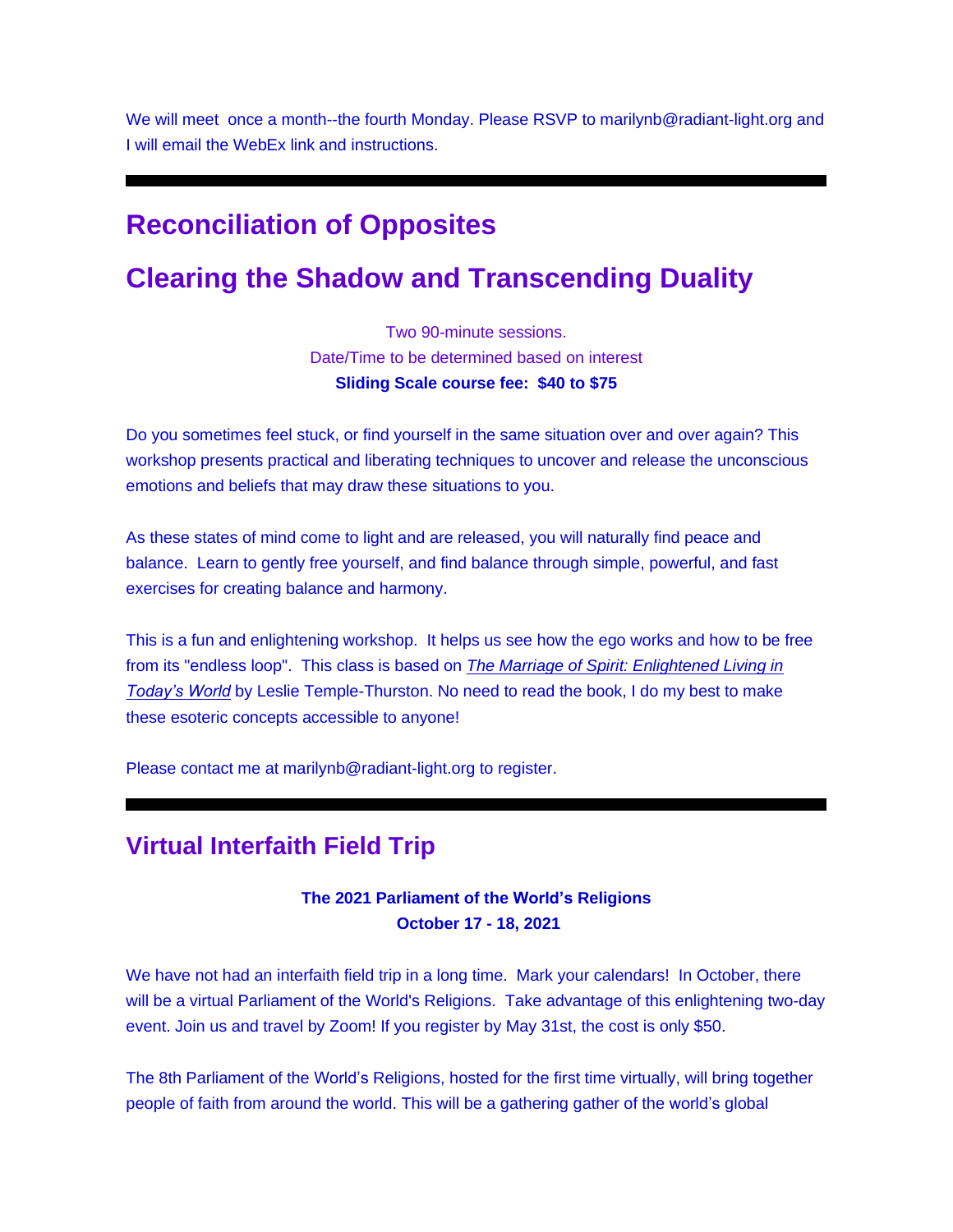We will meet once a month--the fourth Monday. Please RSVP to marilynb@radiant-light.org and I will email the WebEx link and instructions.

---

## Reconciliation of Opposites

## Clearing the Shadow and Transcending Duality

Two 90-minute sessions.
Date/Time to be determined based on interest
**Sliding Scale course fee: $40 to $75**

Do you sometimes feel stuck, or find yourself in the same situation over and over again? This workshop presents practical and liberating techniques to uncover and release the unconscious emotions and beliefs that may draw these situations to you.

As these states of mind come to light and are released, you will naturally find peace and balance. Learn to gently free yourself, and find balance through simple, powerful, and fast exercises for creating balance and harmony.

This is a fun and enlightening workshop. It helps us see how the ego works and how to be free from its "endless loop". This class is based on *The Marriage of Spirit: Enlightened Living in Today's World* by Leslie Temple-Thurston. No need to read the book, I do my best to make these esoteric concepts accessible to anyone!

Please contact me at marilynb@radiant-light.org to register.

---

## Virtual Interfaith Field Trip

**The 2021 Parliament of the World's Religions**
**October 17 - 18, 2021**

We have not had an interfaith field trip in a long time. Mark your calendars! In October, there will be a virtual Parliament of the World's Religions. Take advantage of this enlightening two-day event. Join us and travel by Zoom! If you register by May 31st, the cost is only $50.

The 8th Parliament of the World's Religions, hosted for the first time virtually, will bring together people of faith from around the world. This will be a gathering gather of the world's global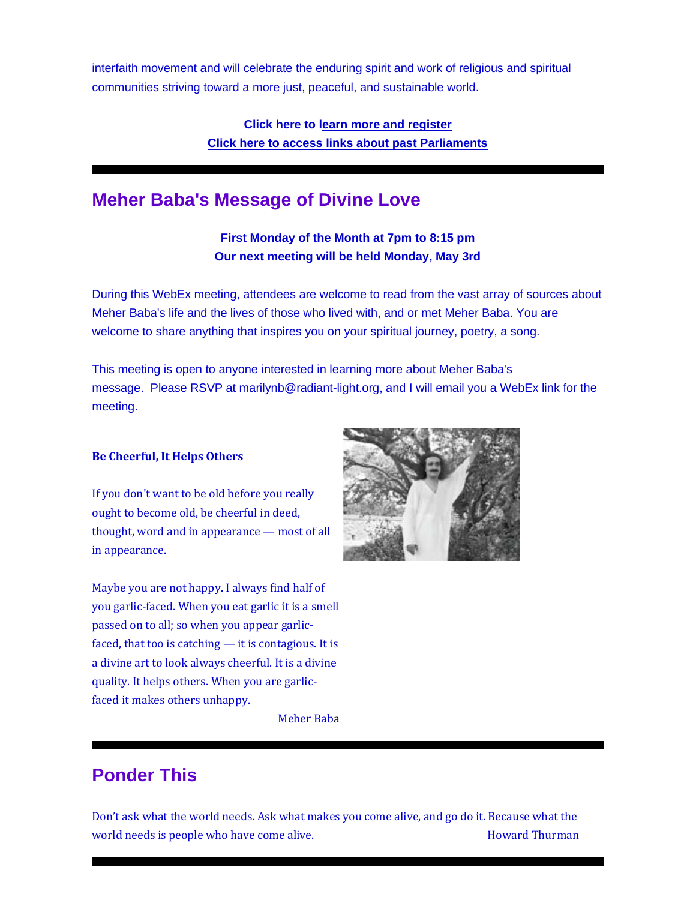interfaith movement and will celebrate the enduring spirit and work of religious and spiritual communities striving toward a more just, peaceful, and sustainable world.

**Click here to learn more and register**
**Click here to access links about past Parliaments**

---

## Meher Baba's Message of Divine Love

**First Monday of the Month at 7pm to 8:15 pm**
**Our next meeting will be held Monday, May 3rd**

During this WebEx meeting, attendees are welcome to read from the vast array of sources about Meher Baba's life and the lives of those who lived with, and or met Meher Baba. You are welcome to share anything that inspires you on your spiritual journey, poetry, a song.

This meeting is open to anyone interested in learning more about Meher Baba's message. Please RSVP at marilynb@radiant-light.org, and I will email you a WebEx link for the meeting.

**Be Cheerful, It Helps Others**

If you don't want to be old before you really ought to become old, be cheerful in deed, thought, word and in appearance — most of all in appearance.

Maybe you are not happy. I always find half of you garlic-faced. When you eat garlic it is a smell passed on to all; so when you appear garlic-faced, that too is catching — it is contagious. It is a divine art to look always cheerful. It is a divine quality. It helps others. When you are garlic-faced it makes others unhappy.

Meher Baba

---

## Ponder This

Don't ask what the world needs. Ask what makes you come alive, and go do it. Because what the world needs is people who have come alive. Howard Thurman

---